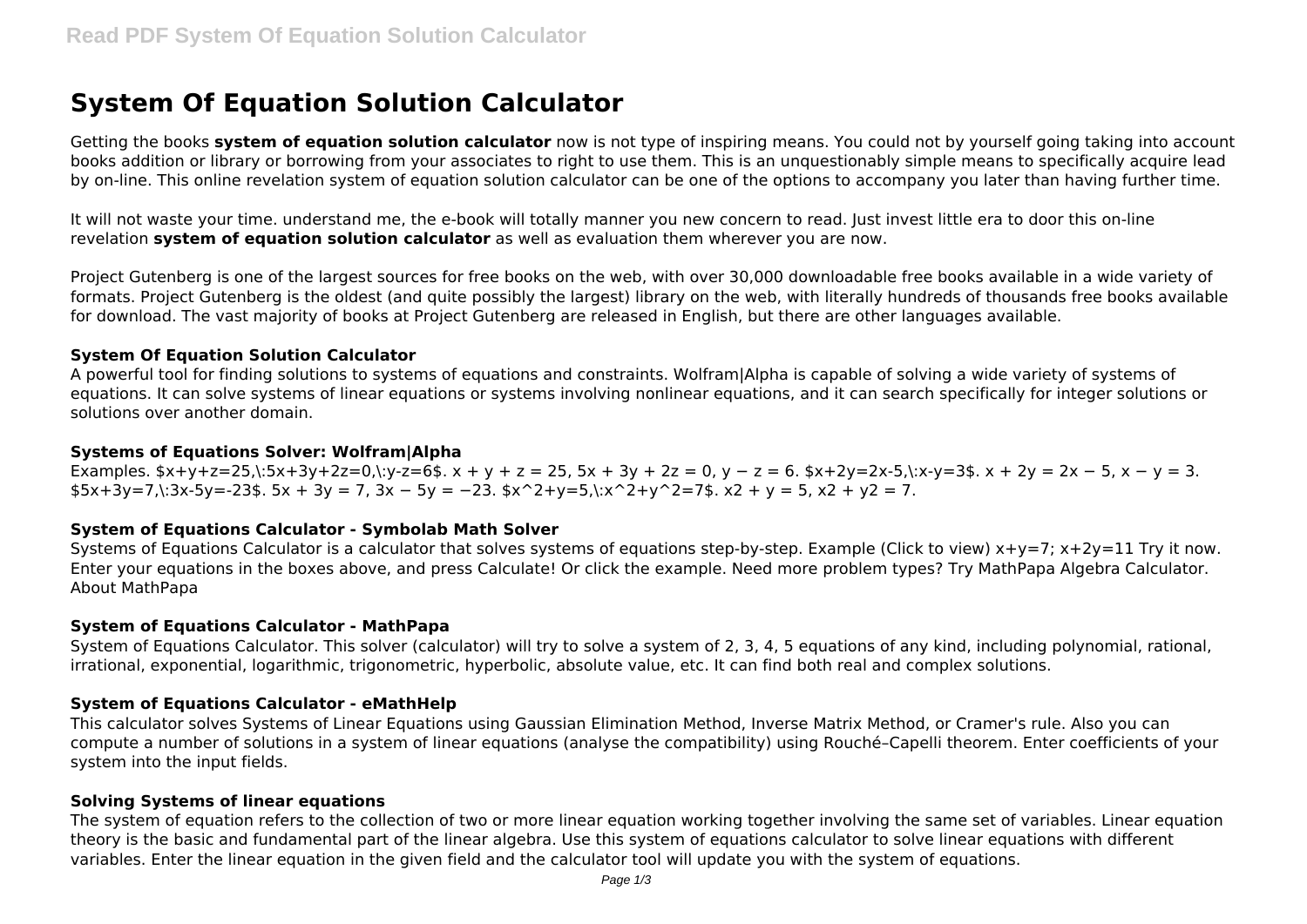# System Of Equation Solution Calculator

Getting the books **system of equation solution calculator** now is not type of inspiring means. You could not by yourself going taking into account books addition or library or borrowing from your associates to right to use them. This is an unquestionably simple means to specifically acquire lead by on-line. This online revelation system of equation solution calculator can be one of the options to accompany you later than having further time.

It will not waste your time. understand me, the e-book will totally manner you new concern to read. Just invest little era to door this on-line revelation **system of equation solution calculator** as well as evaluation them wherever you are now.

Project Gutenberg is one of the largest sources for free books on the web, with over 30,000 downloadable free books available in a wide variety of formats. Project Gutenberg is the oldest (and quite possibly the largest) library on the web, with literally hundreds of thousands free books available for download. The vast majority of books at Project Gutenberg are released in English, but there are other languages available.

### System Of Equation Solution Calculator

A powerful tool for finding solutions to systems of equations and constraints. Wolfram|Alpha is capable of solving a wide variety of systems of equations. It can solve systems of linear equations or systems involving nonlinear equations, and it can search specifically for integer solutions or solutions over another domain.

### Systems of Equations Solver: Wolfram|Alpha

Examples. $x+y+z=25,\:5x+3y+2z=0,\:y-z=6$. $x + y + z = 25$, $5x + 3y + 2z = 0$, $y - z = 6$. $x+2y=2x-5,\:x-y=3$. $x + 2y = 2x - 5$, $x - y = 3$. $5x+3y=7,\:3x-5y=-23$. $5x + 3y = 7$, $3x - 5y = -23$. $x^2+y=5,\:x^2+y^2=7$. x2 + y = 5, x2 + y2 = 7.

### System of Equations Calculator - Symbolab Math Solver

Systems of Equations Calculator is a calculator that solves systems of equations step-by-step. Example (Click to view) x+y=7; x+2y=11 Try it now. Enter your equations in the boxes above, and press Calculate! Or click the example. Need more problem types? Try MathPapa Algebra Calculator. About MathPapa

### System of Equations Calculator - MathPapa

System of Equations Calculator. This solver (calculator) will try to solve a system of 2, 3, 4, 5 equations of any kind, including polynomial, rational, irrational, exponential, logarithmic, trigonometric, hyperbolic, absolute value, etc. It can find both real and complex solutions.

### System of Equations Calculator - eMathHelp

This calculator solves Systems of Linear Equations using Gaussian Elimination Method, Inverse Matrix Method, or Cramer's rule. Also you can compute a number of solutions in a system of linear equations (analyse the compatibility) using Rouché–Capelli theorem. Enter coefficients of your system into the input fields.

### Solving Systems of linear equations

The system of equation refers to the collection of two or more linear equation working together involving the same set of variables. Linear equation theory is the basic and fundamental part of the linear algebra. Use this system of equations calculator to solve linear equations with different variables. Enter the linear equation in the given field and the calculator tool will update you with the system of equations.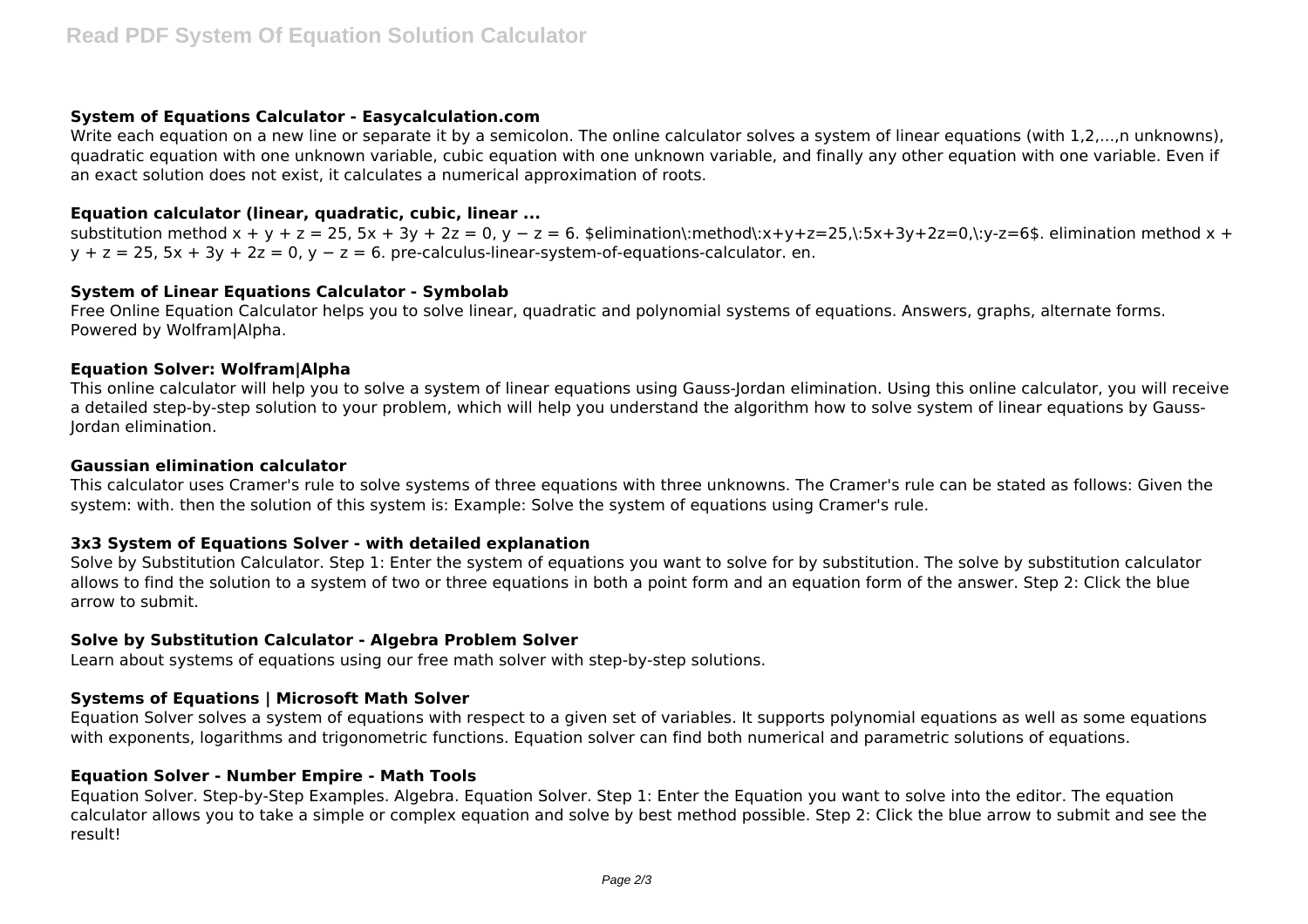### System of Equations Calculator - Easycalculation.com

Write each equation on a new line or separate it by a semicolon. The online calculator solves a system of linear equations (with 1,2,...,n unknowns), quadratic equation with one unknown variable, cubic equation with one unknown variable, and finally any other equation with one variable. Even if an exact solution does not exist, it calculates a numerical approximation of roots.

### Equation calculator (linear, quadratic, cubic, linear ...

substitution method $x + y + z = 25$, $5x + 3y + 2z = 0$, $y - z = 6$. \$elimination\:method\:x+y+z=25,\:5x+3y+2z=0,\:y-z=6\$. elimination method $x + y + z = 25$, $5x + 3y + 2z = 0$, $y - z = 6$. pre-calculus-linear-system-of-equations-calculator. en.

### System of Linear Equations Calculator - Symbolab

Free Online Equation Calculator helps you to solve linear, quadratic and polynomial systems of equations. Answers, graphs, alternate forms. Powered by Wolfram|Alpha.

### Equation Solver: Wolfram|Alpha

This online calculator will help you to solve a system of linear equations using Gauss-Jordan elimination. Using this online calculator, you will receive a detailed step-by-step solution to your problem, which will help you understand the algorithm how to solve system of linear equations by Gauss-Jordan elimination.

### Gaussian elimination calculator

This calculator uses Cramer's rule to solve systems of three equations with three unknowns. The Cramer's rule can be stated as follows: Given the system: with. then the solution of this system is: Example: Solve the system of equations using Cramer's rule.

### 3x3 System of Equations Solver - with detailed explanation

Solve by Substitution Calculator. Step 1: Enter the system of equations you want to solve for by substitution. The solve by substitution calculator allows to find the solution to a system of two or three equations in both a point form and an equation form of the answer. Step 2: Click the blue arrow to submit.

### Solve by Substitution Calculator - Algebra Problem Solver

Learn about systems of equations using our free math solver with step-by-step solutions.

### Systems of Equations | Microsoft Math Solver

Equation Solver solves a system of equations with respect to a given set of variables. It supports polynomial equations as well as some equations with exponents, logarithms and trigonometric functions. Equation solver can find both numerical and parametric solutions of equations.

### Equation Solver - Number Empire - Math Tools

Equation Solver. Step-by-Step Examples. Algebra. Equation Solver. Step 1: Enter the Equation you want to solve into the editor. The equation calculator allows you to take a simple or complex equation and solve by best method possible. Step 2: Click the blue arrow to submit and see the result!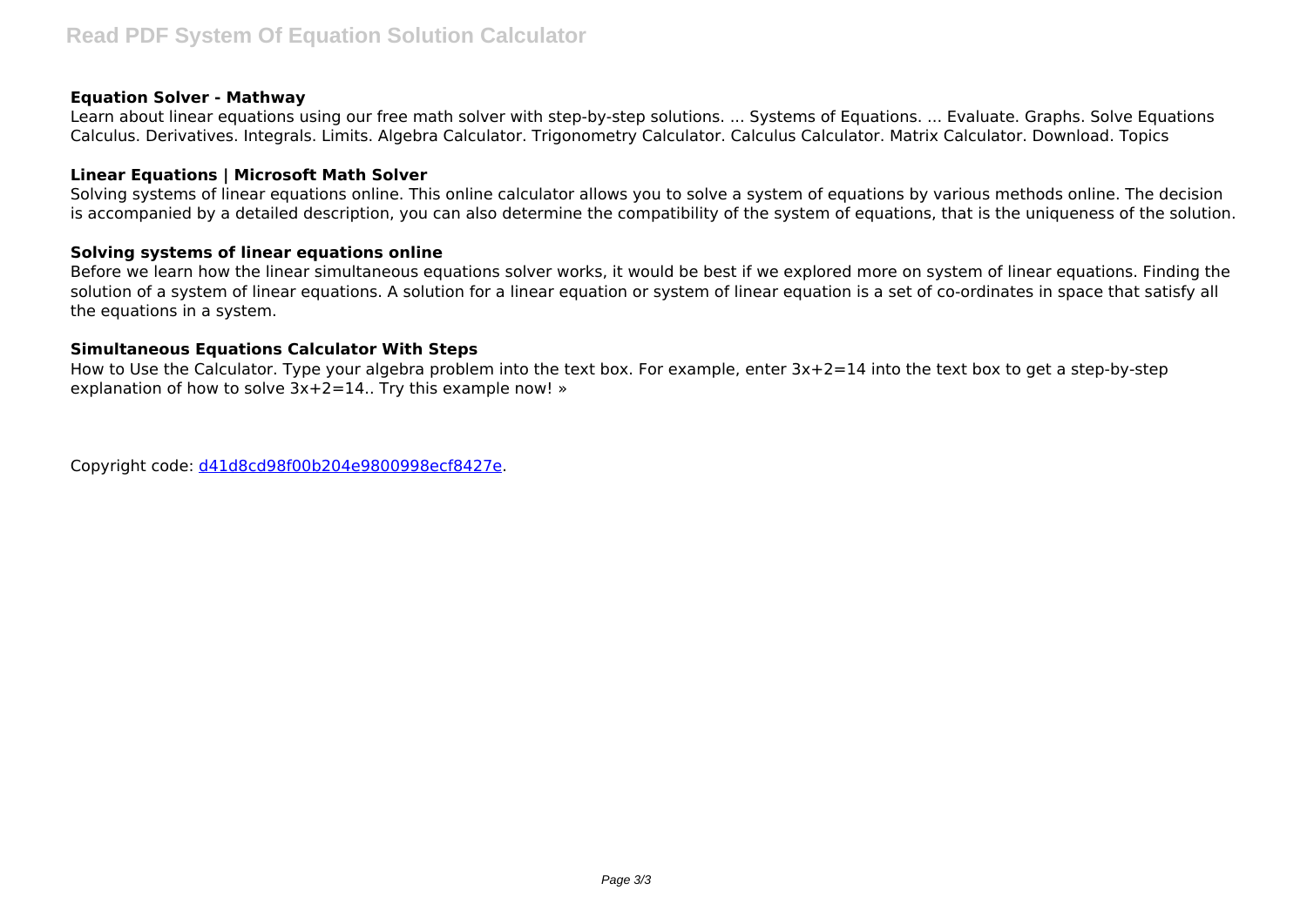### Equation Solver - Mathway

Learn about linear equations using our free math solver with step-by-step solutions. ... Systems of Equations. ... Evaluate. Graphs. Solve Equations Calculus. Derivatives. Integrals. Limits. Algebra Calculator. Trigonometry Calculator. Calculus Calculator. Matrix Calculator. Download. Topics

### Linear Equations | Microsoft Math Solver

Solving systems of linear equations online. This online calculator allows you to solve a system of equations by various methods online. The decision is accompanied by a detailed description, you can also determine the compatibility of the system of equations, that is the uniqueness of the solution.

### Solving systems of linear equations online

Before we learn how the linear simultaneous equations solver works, it would be best if we explored more on system of linear equations. Finding the solution of a system of linear equations. A solution for a linear equation or system of linear equation is a set of co-ordinates in space that satisfy all the equations in a system.

### Simultaneous Equations Calculator With Steps

How to Use the Calculator. Type your algebra problem into the text box. For example, enter $3x+2=14$ into the text box to get a step-by-step explanation of how to solve $3x+2=14$.. Try this example now! »

Copyright code: [d41d8cd98f00b204e9800998ecf8427e](d41d8cd98f00b204e9800998ecf8427e).